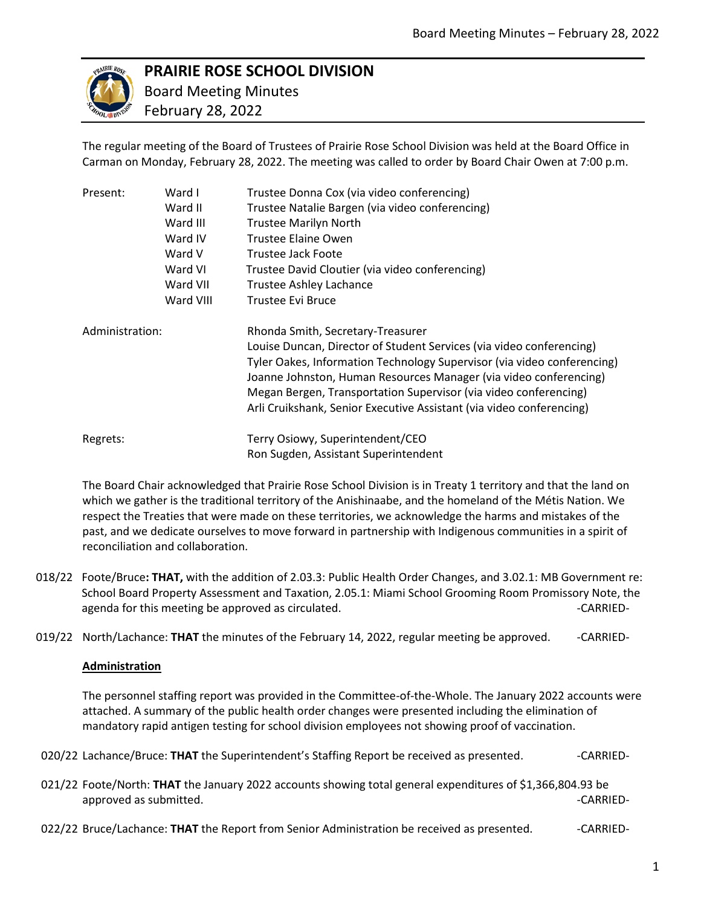# PRAIRIE ROSE SCHOOL DIVISION

Board Meeting Minutes

February 28, 2022

The regular meeting of the Board of Trustees of Prairie Rose School Division was held at the Board Office in Carman on Monday, February 28, 2022. The meeting was called to order by Board Chair Owen at 7:00 p.m.

| | | |
|---|---|---|
| Present: | Ward I | Trustee Donna Cox (via video conferencing) |
| | Ward II | Trustee Natalie Bargen (via video conferencing) |
| | Ward III | Trustee Marilyn North |
| | Ward IV | Trustee Elaine Owen |
| | Ward V | Trustee Jack Foote |
| | Ward VI | Trustee David Cloutier (via video conferencing) |
| | Ward VII | Trustee Ashley Lachance |
| | Ward VIII | Trustee Evi Bruce |

Administration:
Rhonda Smith, Secretary-Treasurer
Louise Duncan, Director of Student Services (via video conferencing)
Tyler Oakes, Information Technology Supervisor (via video conferencing)
Joanne Johnston, Human Resources Manager (via video conferencing)
Megan Bergen, Transportation Supervisor (via video conferencing)
Arli Cruikshank, Senior Executive Assistant (via video conferencing)

Regrets:
Terry Osiowy, Superintendent/CEO
Ron Sugden, Assistant Superintendent

The Board Chair acknowledged that Prairie Rose School Division is in Treaty 1 territory and that the land on which we gather is the traditional territory of the Anishinaabe, and the homeland of the Métis Nation. We respect the Treaties that were made on these territories, we acknowledge the harms and mistakes of the past, and we dedicate ourselves to move forward in partnership with Indigenous communities in a spirit of reconciliation and collaboration.

018/22 Foote/Bruce**: THAT,** with the addition of 2.03.3: Public Health Order Changes, and 3.02.1: MB Government re: School Board Property Assessment and Taxation, 2.05.1: Miami School Grooming Room Promissory Note, the agenda for this meeting be approved as circulated. -CARRIED-

019/22 North/Lachance: **THAT** the minutes of the February 14, 2022, regular meeting be approved. -CARRIED-

**Administration**

The personnel staffing report was provided in the Committee-of-the-Whole. The January 2022 accounts were attached. A summary of the public health order changes were presented including the elimination of mandatory rapid antigen testing for school division employees not showing proof of vaccination.

020/22 Lachance/Bruce: **THAT** the Superintendent's Staffing Report be received as presented. -CARRIED-

021/22 Foote/North: **THAT** the January 2022 accounts showing total general expenditures of $1,366,804.93 be approved as submitted. -CARRIED-

022/22 Bruce/Lachance: **THAT** the Report from Senior Administration be received as presented. -CARRIED-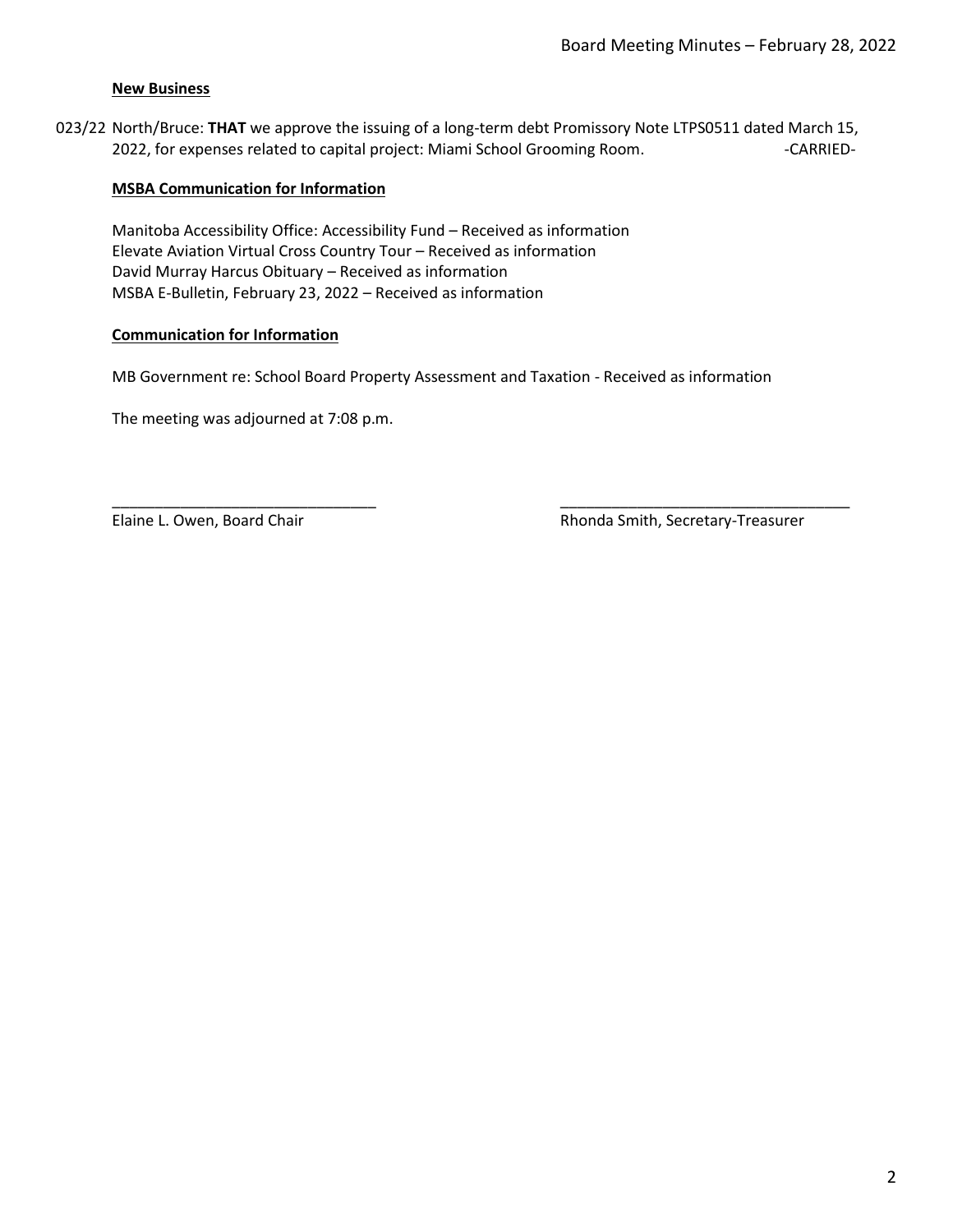**New Business**

023/22 North/Bruce: **THAT** we approve the issuing of a long-term debt Promissory Note LTPS0511 dated March 15, 2022, for expenses related to capital project: Miami School Grooming Room. -CARRIED-

**MSBA Communication for Information**

Manitoba Accessibility Office: Accessibility Fund – Received as information
Elevate Aviation Virtual Cross Country Tour – Received as information
David Murray Harcus Obituary – Received as information
MSBA E-Bulletin, February 23, 2022 – Received as information

**Communication for Information**

MB Government re: School Board Property Assessment and Taxation - Received as information

The meeting was adjourned at 7:08 p.m.

_______________________________
Elaine L. Owen, Board Chair

_______________________________
Rhonda Smith, Secretary-Treasurer